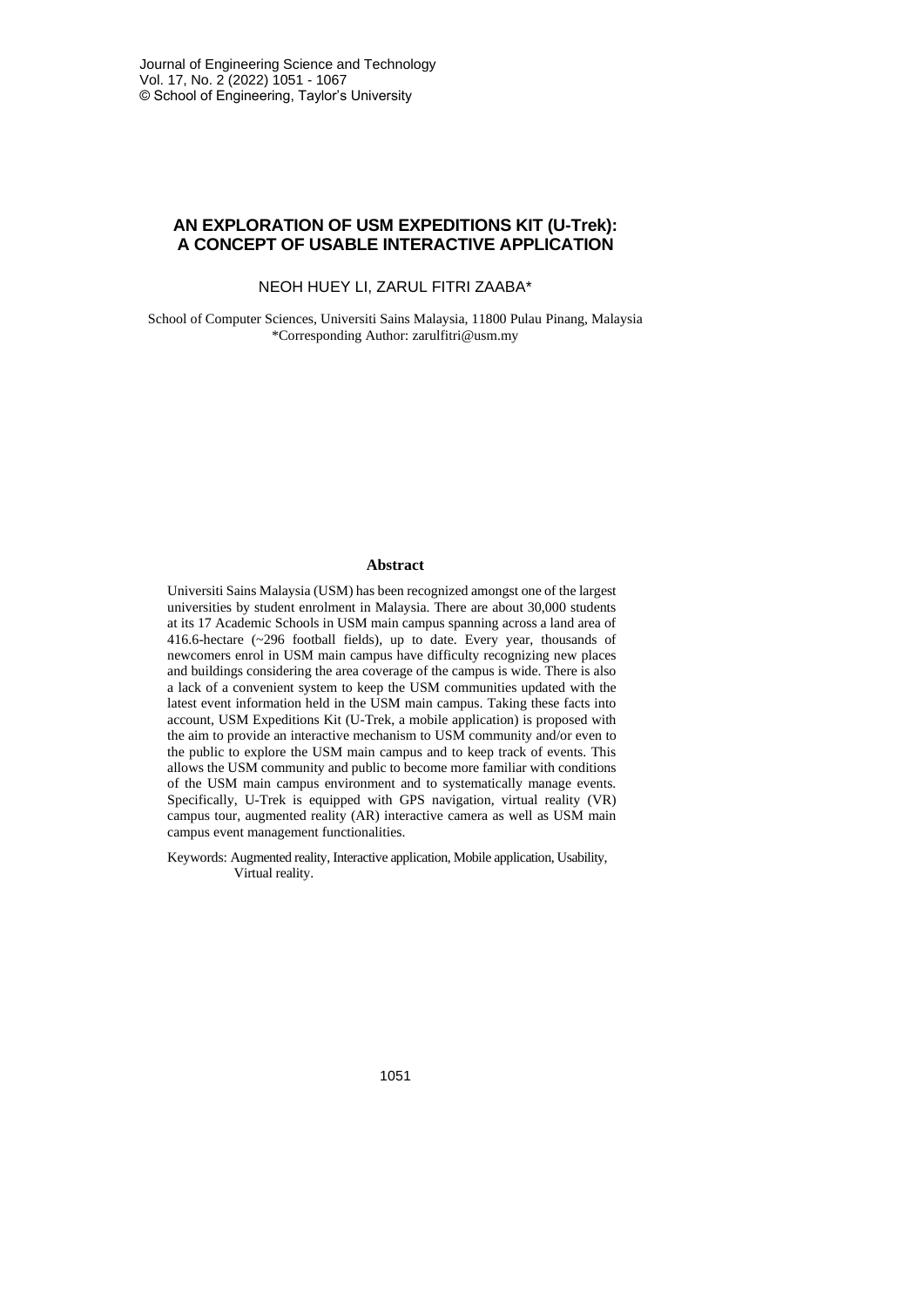# AN EXPLORATION OF USM EXPEDITIONS KIT (U-Trek): A CONCEPT OF USABLE INTERACTIVE APPLICATION

NEOH HUEY LI, ZARUL FITRI ZAABA*

School of Computer Sciences, Universiti Sains Malaysia, 11800 Pulau Pinang, Malaysia
*Corresponding Author: zarulfitri@usm.my

## Abstract

Universiti Sains Malaysia (USM) has been recognized amongst one of the largest universities by student enrolment in Malaysia. There are about 30,000 students at its 17 Academic Schools in USM main campus spanning across a land area of 416.6-hectare (~296 football fields), up to date. Every year, thousands of newcomers enrol in USM main campus have difficulty recognizing new places and buildings considering the area coverage of the campus is wide. There is also a lack of a convenient system to keep the USM communities updated with the latest event information held in the USM main campus. Taking these facts into account, USM Expeditions Kit (U-Trek, a mobile application) is proposed with the aim to provide an interactive mechanism to USM community and/or even to the public to explore the USM main campus and to keep track of events. This allows the USM community and public to become more familiar with conditions of the USM main campus environment and to systematically manage events. Specifically, U-Trek is equipped with GPS navigation, virtual reality (VR) campus tour, augmented reality (AR) interactive camera as well as USM main campus event management functionalities.

Keywords: Augmented reality, Interactive application, Mobile application, Usability, Virtual reality.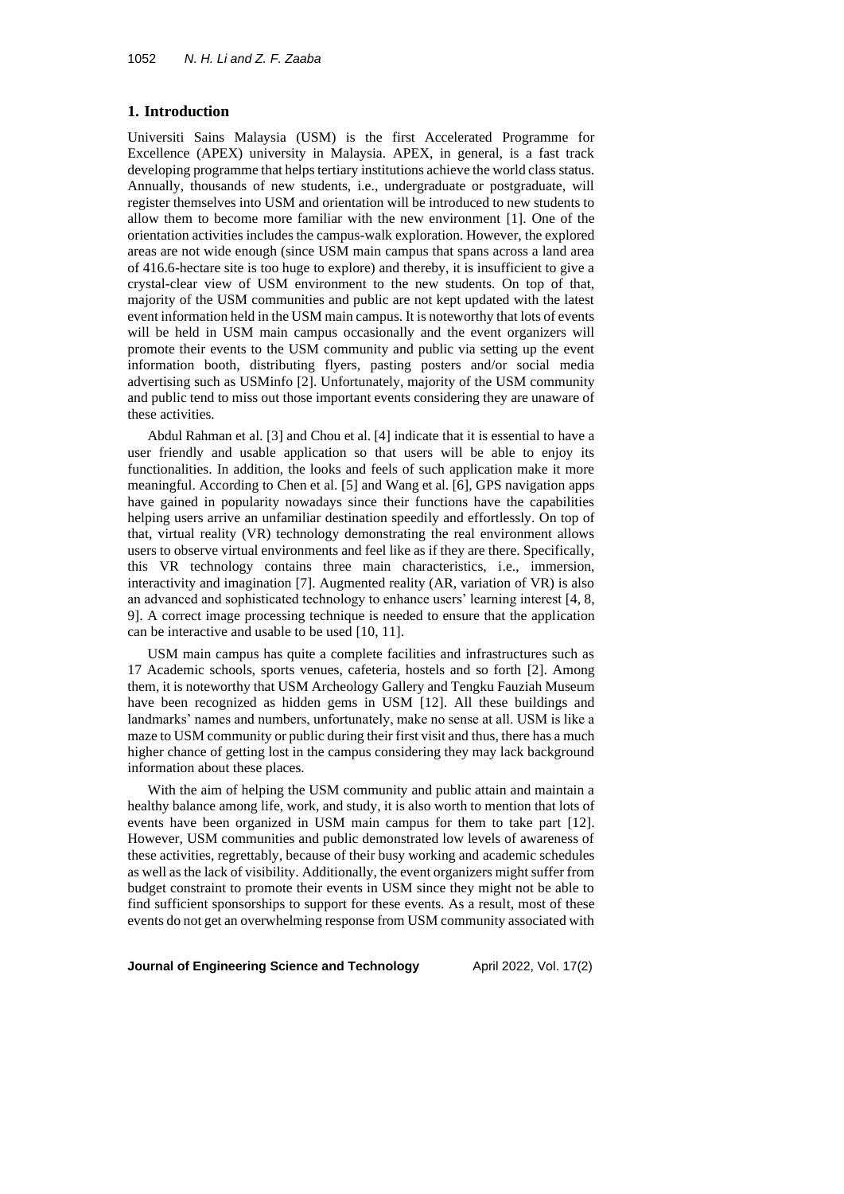## 1. Introduction

Universiti Sains Malaysia (USM) is the first Accelerated Programme for Excellence (APEX) university in Malaysia. APEX, in general, is a fast track developing programme that helps tertiary institutions achieve the world class status. Annually, thousands of new students, i.e., undergraduate or postgraduate, will register themselves into USM and orientation will be introduced to new students to allow them to become more familiar with the new environment [1]. One of the orientation activities includes the campus-walk exploration. However, the explored areas are not wide enough (since USM main campus that spans across a land area of 416.6-hectare site is too huge to explore) and thereby, it is insufficient to give a crystal-clear view of USM environment to the new students. On top of that, majority of the USM communities and public are not kept updated with the latest event information held in the USM main campus. It is noteworthy that lots of events will be held in USM main campus occasionally and the event organizers will promote their events to the USM community and public via setting up the event information booth, distributing flyers, pasting posters and/or social media advertising such as USMinfo [2]. Unfortunately, majority of the USM community and public tend to miss out those important events considering they are unaware of these activities.

Abdul Rahman et al. [3] and Chou et al. [4] indicate that it is essential to have a user friendly and usable application so that users will be able to enjoy its functionalities. In addition, the looks and feels of such application make it more meaningful. According to Chen et al. [5] and Wang et al. [6], GPS navigation apps have gained in popularity nowadays since their functions have the capabilities helping users arrive an unfamiliar destination speedily and effortlessly. On top of that, virtual reality (VR) technology demonstrating the real environment allows users to observe virtual environments and feel like as if they are there. Specifically, this VR technology contains three main characteristics, i.e., immersion, interactivity and imagination [7]. Augmented reality (AR, variation of VR) is also an advanced and sophisticated technology to enhance users' learning interest [4, 8, 9]. A correct image processing technique is needed to ensure that the application can be interactive and usable to be used [10, 11].

USM main campus has quite a complete facilities and infrastructures such as 17 Academic schools, sports venues, cafeteria, hostels and so forth [2]. Among them, it is noteworthy that USM Archeology Gallery and Tengku Fauziah Museum have been recognized as hidden gems in USM [12]. All these buildings and landmarks' names and numbers, unfortunately, make no sense at all. USM is like a maze to USM community or public during their first visit and thus, there has a much higher chance of getting lost in the campus considering they may lack background information about these places.

With the aim of helping the USM community and public attain and maintain a healthy balance among life, work, and study, it is also worth to mention that lots of events have been organized in USM main campus for them to take part [12]. However, USM communities and public demonstrated low levels of awareness of these activities, regrettably, because of their busy working and academic schedules as well as the lack of visibility. Additionally, the event organizers might suffer from budget constraint to promote their events in USM since they might not be able to find sufficient sponsorships to support for these events. As a result, most of these events do not get an overwhelming response from USM community associated with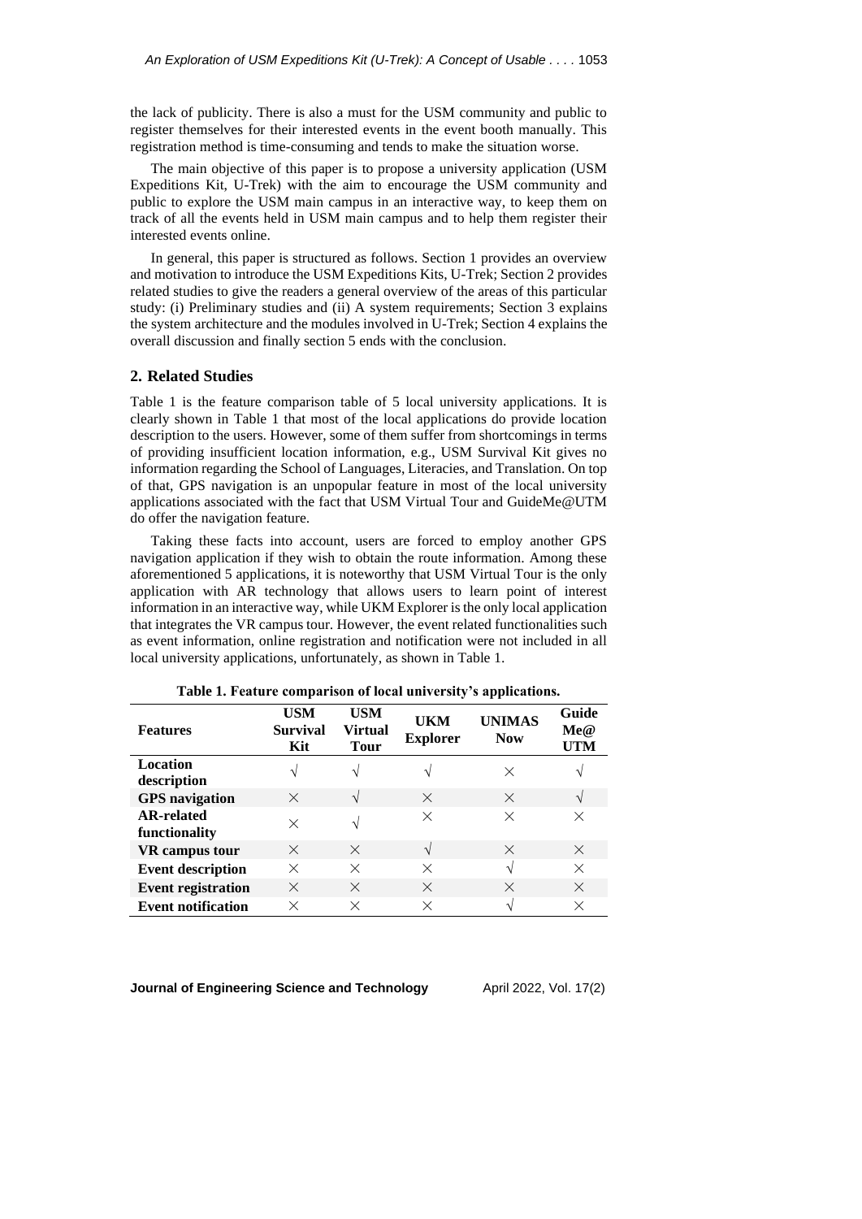the lack of publicity. There is also a must for the USM community and public to register themselves for their interested events in the event booth manually. This registration method is time-consuming and tends to make the situation worse.

The main objective of this paper is to propose a university application (USM Expeditions Kit, U-Trek) with the aim to encourage the USM community and public to explore the USM main campus in an interactive way, to keep them on track of all the events held in USM main campus and to help them register their interested events online.

In general, this paper is structured as follows. Section 1 provides an overview and motivation to introduce the USM Expeditions Kits, U-Trek; Section 2 provides related studies to give the readers a general overview of the areas of this particular study: (i) Preliminary studies and (ii) A system requirements; Section 3 explains the system architecture and the modules involved in U-Trek; Section 4 explains the overall discussion and finally section 5 ends with the conclusion.

## 2. Related Studies

Table 1 is the feature comparison table of 5 local university applications. It is clearly shown in Table 1 that most of the local applications do provide location description to the users. However, some of them suffer from shortcomings in terms of providing insufficient location information, e.g., USM Survival Kit gives no information regarding the School of Languages, Literacies, and Translation. On top of that, GPS navigation is an unpopular feature in most of the local university applications associated with the fact that USM Virtual Tour and GuideMe@UTM do offer the navigation feature.

Taking these facts into account, users are forced to employ another GPS navigation application if they wish to obtain the route information. Among these aforementioned 5 applications, it is noteworthy that USM Virtual Tour is the only application with AR technology that allows users to learn point of interest information in an interactive way, while UKM Explorer is the only local application that integrates the VR campus tour. However, the event related functionalities such as event information, online registration and notification were not included in all local university applications, unfortunately, as shown in Table 1.

**Table 1. Feature comparison of local university's applications.**

| Features | USM Survival Kit | USM Virtual Tour | UKM Explorer | UNIMAS Now | Guide Me@ UTM |
|---|---|---|---|---|---|
| **Location description** | √ | √ | √ | × | √ |
| **GPS navigation** | × | √ | × | × | √ |
| **AR-related functionality** | × | √ | × | × | × |
| **VR campus tour** | × | × | √ | × | × |
| **Event description** | × | × | × | √ | × |
| **Event registration** | × | × | × | × | × |
| **Event notification** | × | × | × | √ | × |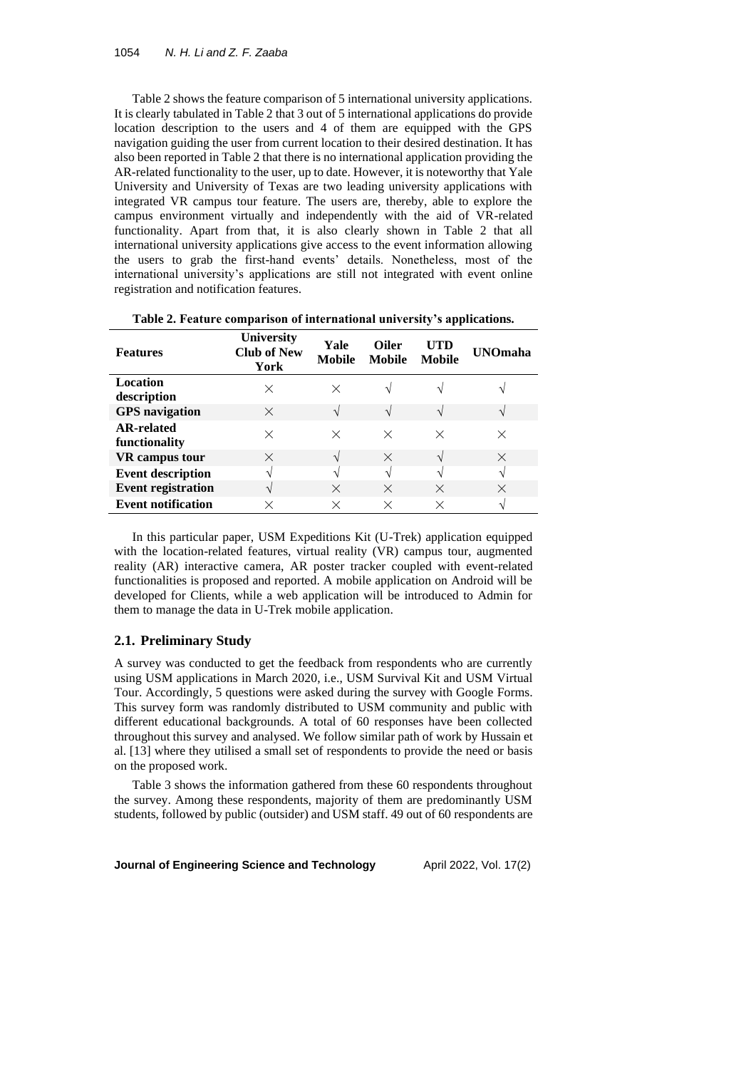Table 2 shows the feature comparison of 5 international university applications. It is clearly tabulated in Table 2 that 3 out of 5 international applications do provide location description to the users and 4 of them are equipped with the GPS navigation guiding the user from current location to their desired destination. It has also been reported in Table 2 that there is no international application providing the AR-related functionality to the user, up to date. However, it is noteworthy that Yale University and University of Texas are two leading university applications with integrated VR campus tour feature. The users are, thereby, able to explore the campus environment virtually and independently with the aid of VR-related functionality. Apart from that, it is also clearly shown in Table 2 that all international university applications give access to the event information allowing the users to grab the first-hand events' details. Nonetheless, most of the international university's applications are still not integrated with event online registration and notification features.

**Table 2. Feature comparison of international university's applications.**

| Features | University Club of New York | Yale Mobile | Oiler Mobile | UTD Mobile | UNOmaha |
|---|---|---|---|---|---|
| Location description | × | × | √ | √ | √ |
| GPS navigation | × | √ | √ | √ | √ |
| AR-related functionality | × | × | × | × | × |
| VR campus tour | × | √ | × | √ | × |
| Event description | √ | √ | √ | √ | √ |
| Event registration | √ | × | × | × | × |
| Event notification | × | × | × | × | √ |

In this particular paper, USM Expeditions Kit (U-Trek) application equipped with the location-related features, virtual reality (VR) campus tour, augmented reality (AR) interactive camera, AR poster tracker coupled with event-related functionalities is proposed and reported. A mobile application on Android will be developed for Clients, while a web application will be introduced to Admin for them to manage the data in U-Trek mobile application.

## 2.1. Preliminary Study

A survey was conducted to get the feedback from respondents who are currently using USM applications in March 2020, i.e., USM Survival Kit and USM Virtual Tour. Accordingly, 5 questions were asked during the survey with Google Forms. This survey form was randomly distributed to USM community and public with different educational backgrounds. A total of 60 responses have been collected throughout this survey and analysed. We follow similar path of work by Hussain et al. [13] where they utilised a small set of respondents to provide the need or basis on the proposed work.

Table 3 shows the information gathered from these 60 respondents throughout the survey. Among these respondents, majority of them are predominantly USM students, followed by public (outsider) and USM staff. 49 out of 60 respondents are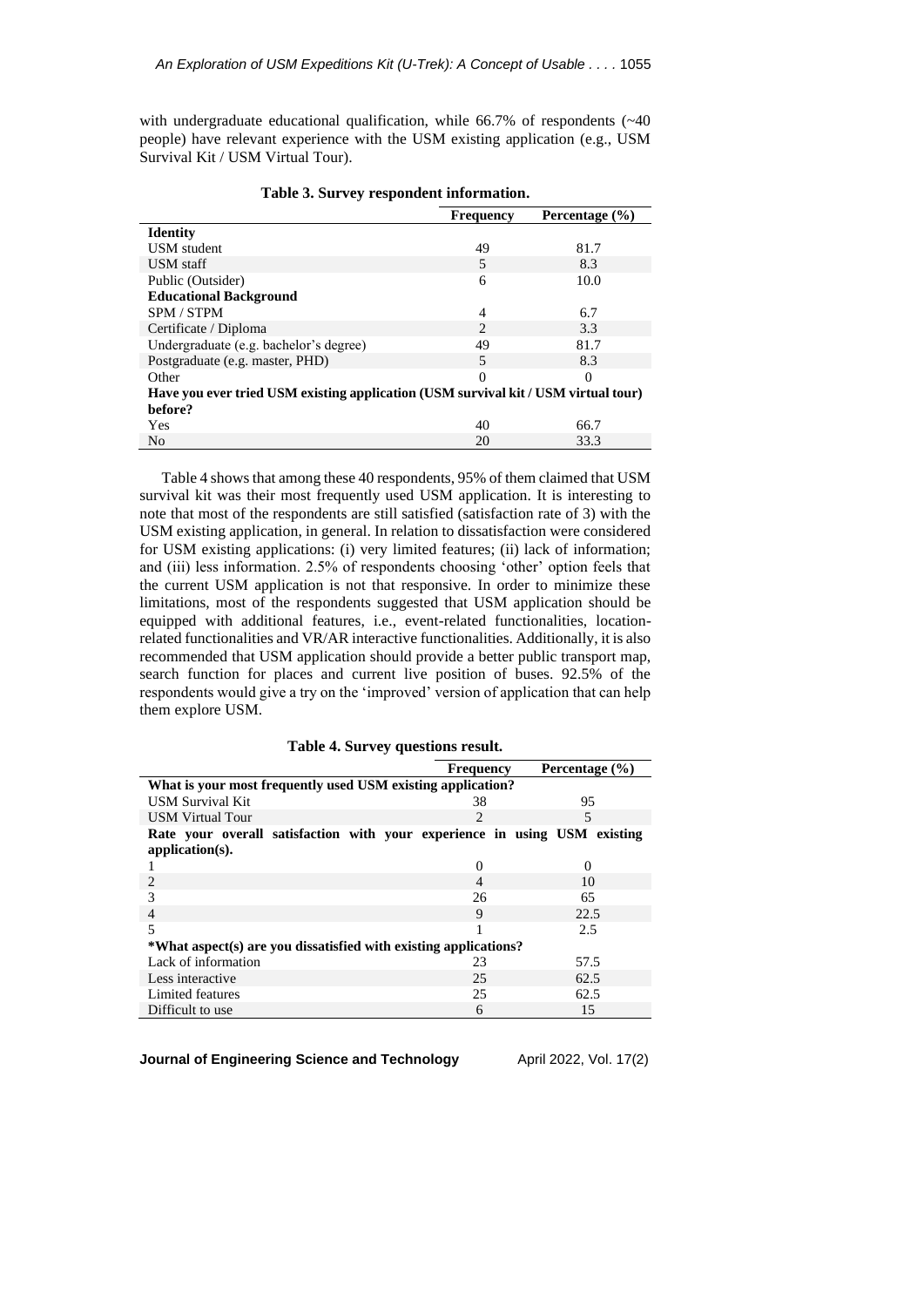with undergraduate educational qualification, while 66.7% of respondents (~40 people) have relevant experience with the USM existing application (e.g., USM Survival Kit / USM Virtual Tour).

**Table 3. Survey respondent information.**

| | Frequency | Percentage (%) |
|---|---|---|
| **Identity** | | |
| USM student | 49 | 81.7 |
| USM staff | 5 | 8.3 |
| Public (Outsider) | 6 | 10.0 |
| **Educational Background** | | |
| SPM / STPM | 4 | 6.7 |
| Certificate / Diploma | 2 | 3.3 |
| Undergraduate (e.g. bachelor's degree) | 49 | 81.7 |
| Postgraduate (e.g. master, PHD) | 5 | 8.3 |
| Other | 0 | 0 |
| **Have you ever tried USM existing application (USM survival kit / USM virtual tour) before?** | | |
| Yes | 40 | 66.7 |
| No | 20 | 33.3 |

Table 4 shows that among these 40 respondents, 95% of them claimed that USM survival kit was their most frequently used USM application. It is interesting to note that most of the respondents are still satisfied (satisfaction rate of 3) with the USM existing application, in general. In relation to dissatisfaction were considered for USM existing applications: (i) very limited features; (ii) lack of information; and (iii) less information. 2.5% of respondents choosing 'other' option feels that the current USM application is not that responsive. In order to minimize these limitations, most of the respondents suggested that USM application should be equipped with additional features, i.e., event-related functionalities, location-related functionalities and VR/AR interactive functionalities. Additionally, it is also recommended that USM application should provide a better public transport map, search function for places and current live position of buses. 92.5% of the respondents would give a try on the 'improved' version of application that can help them explore USM.

**Table 4. Survey questions result.**

| | Frequency | Percentage (%) |
|---|---|---|
| **What is your most frequently used USM existing application?** | | |
| USM Survival Kit | 38 | 95 |
| USM Virtual Tour | 2 | 5 |
| **Rate your overall satisfaction with your experience in using USM existing application(s).** | | |
| 1 | 0 | 0 |
| 2 | 4 | 10 |
| 3 | 26 | 65 |
| 4 | 9 | 22.5 |
| 5 | 1 | 2.5 |
| **\*What aspect(s) are you dissatisfied with existing applications?** | | |
| Lack of information | 23 | 57.5 |
| Less interactive | 25 | 62.5 |
| Limited features | 25 | 62.5 |
| Difficult to use | 6 | 15 |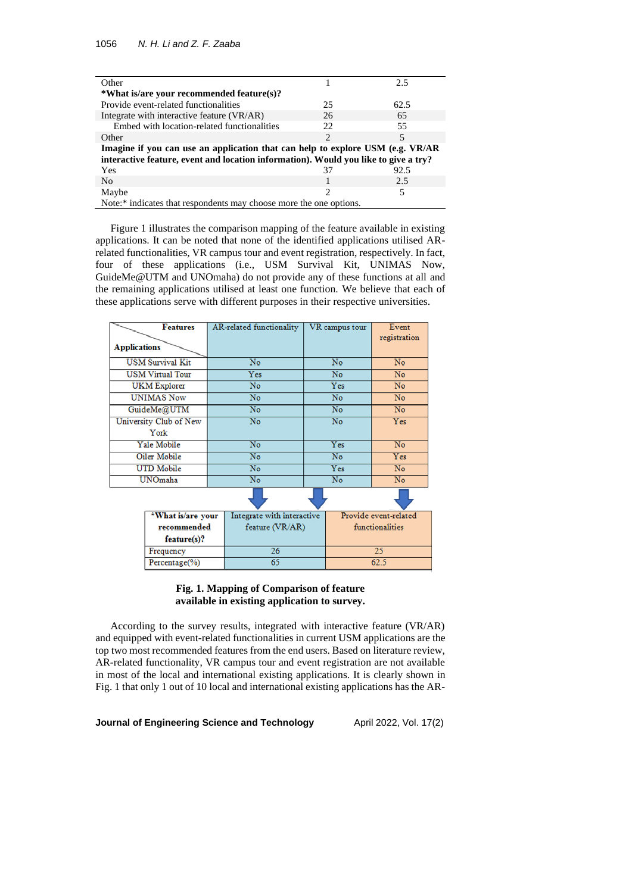| | | |
|---|---|---|
| Other | 1 | 2.5 |
| ***What is/are your recommended feature(s)?** | | |
| Provide event-related functionalities | 25 | 62.5 |
| Integrate with interactive feature (VR/AR) | 26 | 65 |
| Embed with location-related functionalities | 22 | 55 |
| Other | 2 | 5 |
| **Imagine if you can use an application that can help to explore USM (e.g. VR/AR interactive feature, event and location information). Would you like to give a try?** | | |
| Yes | 37 | 92.5 |
| No | 1 | 2.5 |
| Maybe | 2 | 5 |

Note:* indicates that respondents may choose more the one options.

Figure 1 illustrates the comparison mapping of the feature available in existing applications. It can be noted that none of the identified applications utilised AR-related functionalities, VR campus tour and event registration, respectively. In fact, four of these applications (i.e., USM Survival Kit, UNIMAS Now, GuideMe@UTM and UNOmaha) do not provide any of these functions at all and the remaining applications utilised at least one function. We believe that each of these applications serve with different purposes in their respective universities.

| Applications \ Features | AR-related functionality | VR campus tour | Event registration |
|---|---|---|---|
| USM Survival Kit | No | No | No |
| USM Virtual Tour | Yes | No | No |
| UKM Explorer | No | Yes | No |
| UNIMAS Now | No | No | No |
| GuideMe@UTM | No | No | No |
| University Club of New York | No | No | Yes |
| Yale Mobile | No | Yes | No |
| Oiler Mobile | No | No | Yes |
| UTD Mobile | No | Yes | No |
| UNOmaha | No | No | No |

| *What is/are your recommended feature(s)? | Integrate with interactive feature (VR/AR) | Provide event-related functionalities |
|---|---|---|
| Frequency | 26 | 25 |
| Percentage(%) | 65 | 62.5 |

**Fig. 1. Mapping of Comparison of feature available in existing application to survey.**

According to the survey results, integrated with interactive feature (VR/AR) and equipped with event-related functionalities in current USM applications are the top two most recommended features from the end users. Based on literature review, AR-related functionality, VR campus tour and event registration are not available in most of the local and international existing applications. It is clearly shown in Fig. 1 that only 1 out of 10 local and international existing applications has the AR-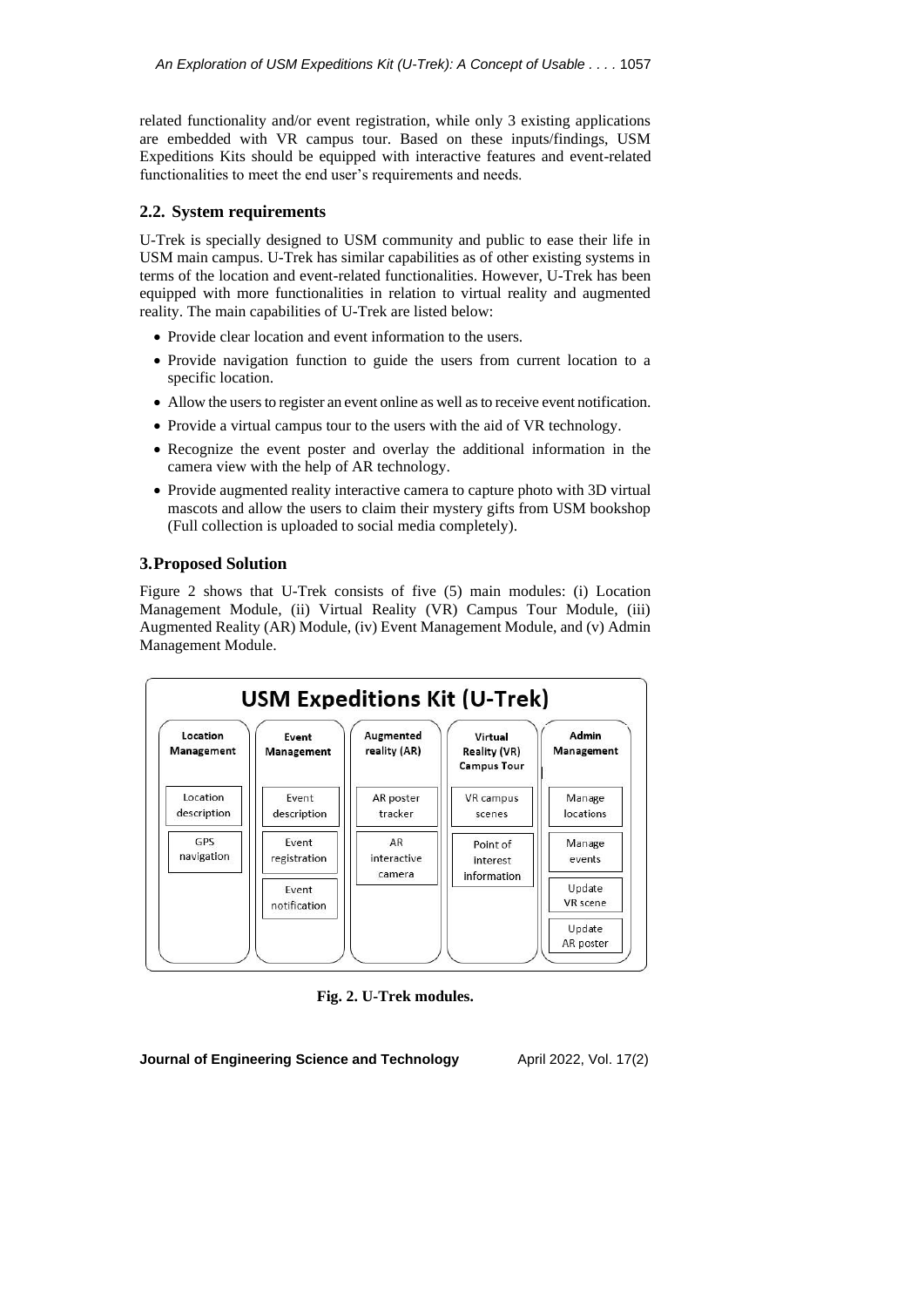related functionality and/or event registration, while only 3 existing applications are embedded with VR campus tour. Based on these inputs/findings, USM Expeditions Kits should be equipped with interactive features and event-related functionalities to meet the end user's requirements and needs.

### 2.2. System requirements

U-Trek is specially designed to USM community and public to ease their life in USM main campus. U-Trek has similar capabilities as of other existing systems in terms of the location and event-related functionalities. However, U-Trek has been equipped with more functionalities in relation to virtual reality and augmented reality. The main capabilities of U-Trek are listed below:

- Provide clear location and event information to the users.
- Provide navigation function to guide the users from current location to a specific location.
- Allow the users to register an event online as well as to receive event notification.
- Provide a virtual campus tour to the users with the aid of VR technology.
- Recognize the event poster and overlay the additional information in the camera view with the help of AR technology.
- Provide augmented reality interactive camera to capture photo with 3D virtual mascots and allow the users to claim their mystery gifts from USM bookshop (Full collection is uploaded to social media completely).

## 3. Proposed Solution

Figure 2 shows that U-Trek consists of five (5) main modules: (i) Location Management Module, (ii) Virtual Reality (VR) Campus Tour Module, (iii) Augmented Reality (AR) Module, (iv) Event Management Module, and (v) Admin Management Module.

**USM Expeditions Kit (U-Trek)**

| Location Management | Event Management | Augmented reality (AR) | Virtual Reality (VR) Campus Tour | Admin Management |
|---|---|---|---|---|
| Location description | Event description | AR poster tracker | VR campus scenes | Manage locations |
| GPS navigation | Event registration | AR interactive camera | Point of interest information | Manage events |
| | Event notification | | | Update VR scene |
| | | | | Update AR poster |

**Fig. 2. U-Trek modules.**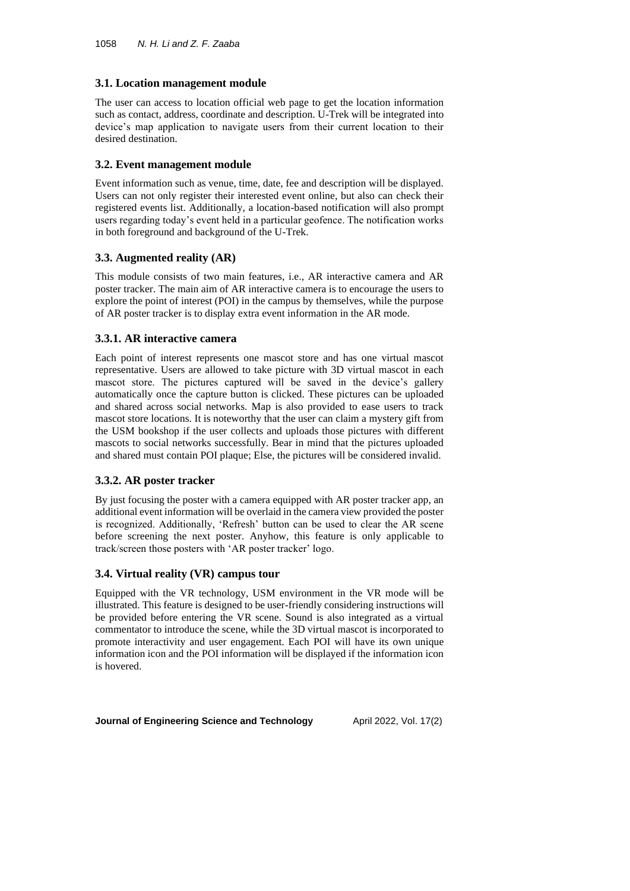### 3.1. Location management module

The user can access to location official web page to get the location information such as contact, address, coordinate and description. U-Trek will be integrated into device's map application to navigate users from their current location to their desired destination.

### 3.2. Event management module

Event information such as venue, time, date, fee and description will be displayed. Users can not only register their interested event online, but also can check their registered events list. Additionally, a location-based notification will also prompt users regarding today's event held in a particular geofence. The notification works in both foreground and background of the U-Trek.

### 3.3. Augmented reality (AR)

This module consists of two main features, i.e., AR interactive camera and AR poster tracker. The main aim of AR interactive camera is to encourage the users to explore the point of interest (POI) in the campus by themselves, while the purpose of AR poster tracker is to display extra event information in the AR mode.

#### 3.3.1. AR interactive camera

Each point of interest represents one mascot store and has one virtual mascot representative. Users are allowed to take picture with 3D virtual mascot in each mascot store. The pictures captured will be saved in the device's gallery automatically once the capture button is clicked. These pictures can be uploaded and shared across social networks. Map is also provided to ease users to track mascot store locations. It is noteworthy that the user can claim a mystery gift from the USM bookshop if the user collects and uploads those pictures with different mascots to social networks successfully. Bear in mind that the pictures uploaded and shared must contain POI plaque; Else, the pictures will be considered invalid.

#### 3.3.2. AR poster tracker

By just focusing the poster with a camera equipped with AR poster tracker app, an additional event information will be overlaid in the camera view provided the poster is recognized. Additionally, 'Refresh' button can be used to clear the AR scene before screening the next poster. Anyhow, this feature is only applicable to track/screen those posters with 'AR poster tracker' logo.

### 3.4. Virtual reality (VR) campus tour

Equipped with the VR technology, USM environment in the VR mode will be illustrated. This feature is designed to be user-friendly considering instructions will be provided before entering the VR scene. Sound is also integrated as a virtual commentator to introduce the scene, while the 3D virtual mascot is incorporated to promote interactivity and user engagement. Each POI will have its own unique information icon and the POI information will be displayed if the information icon is hovered.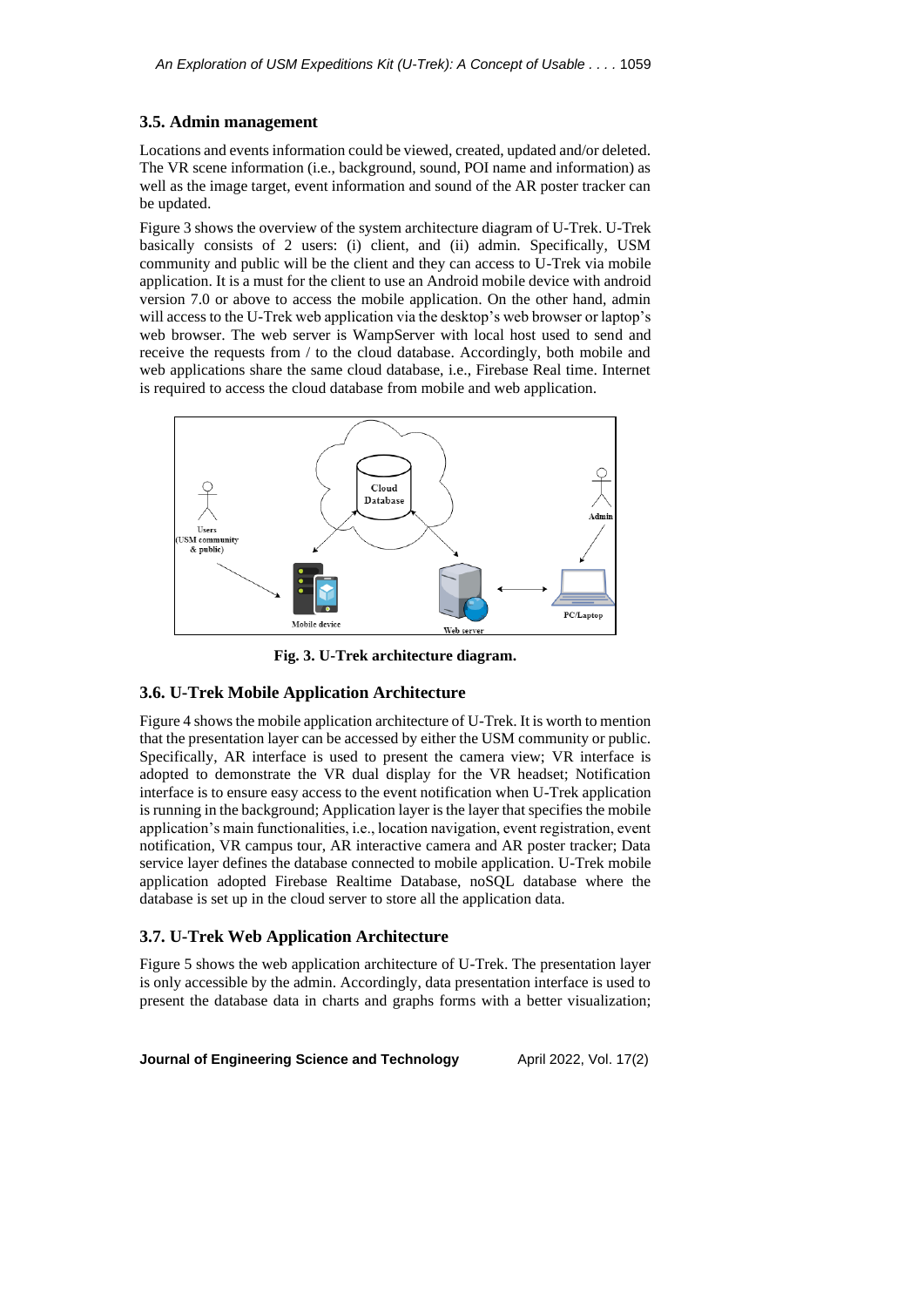### 3.5. Admin management

Locations and events information could be viewed, created, updated and/or deleted. The VR scene information (i.e., background, sound, POI name and information) as well as the image target, event information and sound of the AR poster tracker can be updated.

Figure 3 shows the overview of the system architecture diagram of U-Trek. U-Trek basically consists of 2 users: (i) client, and (ii) admin. Specifically, USM community and public will be the client and they can access to U-Trek via mobile application. It is a must for the client to use an Android mobile device with android version 7.0 or above to access the mobile application. On the other hand, admin will access to the U-Trek web application via the desktop's web browser or laptop's web browser. The web server is WampServer with local host used to send and receive the requests from / to the cloud database. Accordingly, both mobile and web applications share the same cloud database, i.e., Firebase Real time. Internet is required to access the cloud database from mobile and web application.

**Fig. 3. U-Trek architecture diagram.**

### 3.6. U-Trek Mobile Application Architecture

Figure 4 shows the mobile application architecture of U-Trek. It is worth to mention that the presentation layer can be accessed by either the USM community or public. Specifically, AR interface is used to present the camera view; VR interface is adopted to demonstrate the VR dual display for the VR headset; Notification interface is to ensure easy access to the event notification when U-Trek application is running in the background; Application layer is the layer that specifies the mobile application's main functionalities, i.e., location navigation, event registration, event notification, VR campus tour, AR interactive camera and AR poster tracker; Data service layer defines the database connected to mobile application. U-Trek mobile application adopted Firebase Realtime Database, noSQL database where the database is set up in the cloud server to store all the application data.

### 3.7. U-Trek Web Application Architecture

Figure 5 shows the web application architecture of U-Trek. The presentation layer is only accessible by the admin. Accordingly, data presentation interface is used to present the database data in charts and graphs forms with a better visualization;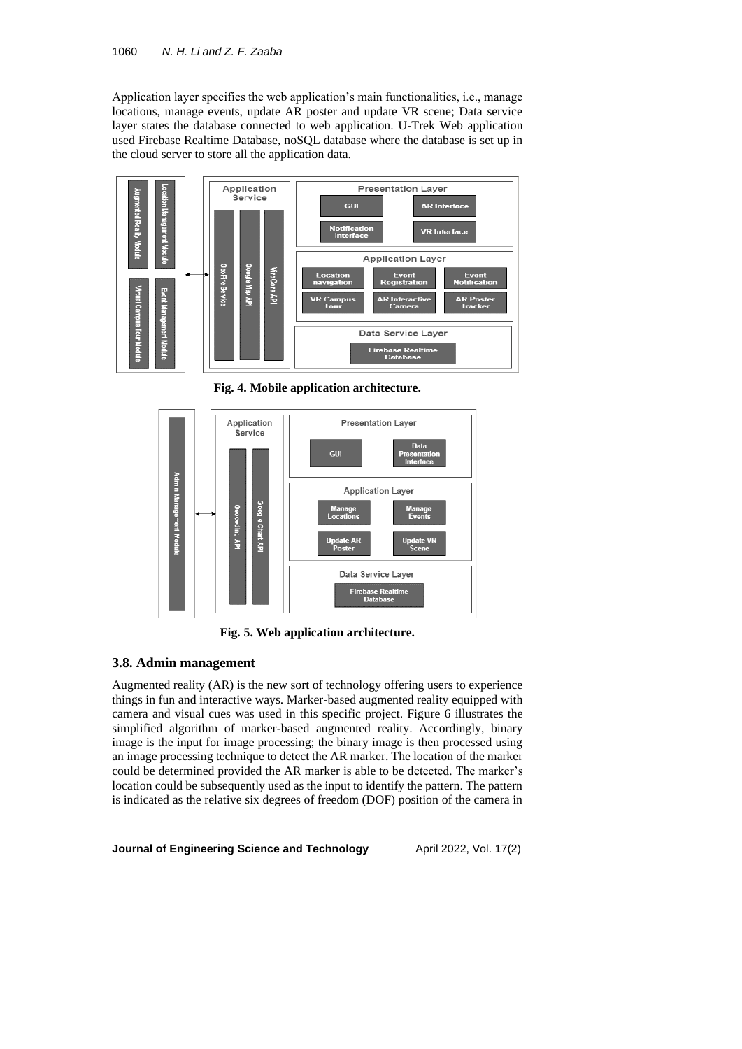Application layer specifies the web application's main functionalities, i.e., manage locations, manage events, update AR poster and update VR scene; Data service layer states the database connected to web application. U-Trek Web application used Firebase Realtime Database, noSQL database where the database is set up in the cloud server to store all the application data.

**Fig. 4. Mobile application architecture.**

**Fig. 5. Web application architecture.**

### 3.8. Admin management

Augmented reality (AR) is the new sort of technology offering users to experience things in fun and interactive ways. Marker-based augmented reality equipped with camera and visual cues was used in this specific project. Figure 6 illustrates the simplified algorithm of marker-based augmented reality. Accordingly, binary image is the input for image processing; the binary image is then processed using an image processing technique to detect the AR marker. The location of the marker could be determined provided the AR marker is able to be detected. The marker's location could be subsequently used as the input to identify the pattern. The pattern is indicated as the relative six degrees of freedom (DOF) position of the camera in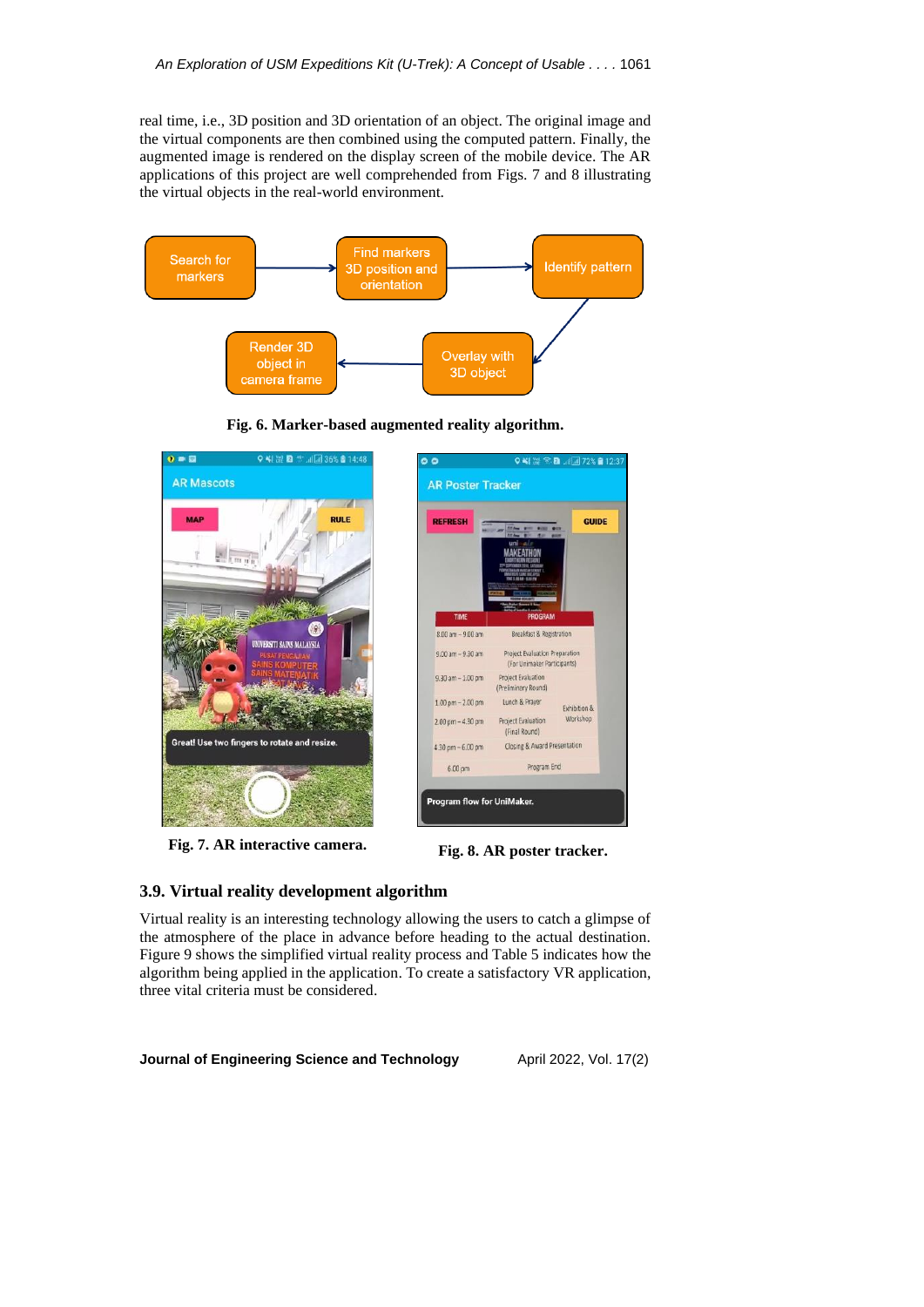real time, i.e., 3D position and 3D orientation of an object. The original image and the virtual components are then combined using the computed pattern. Finally, the augmented image is rendered on the display screen of the mobile device. The AR applications of this project are well comprehended from Figs. 7 and 8 illustrating the virtual objects in the real-world environment.

**Fig. 6. Marker-based augmented reality algorithm.**

**Fig. 7. AR interactive camera.**

**Fig. 8. AR poster tracker.**

### 3.9. Virtual reality development algorithm

Virtual reality is an interesting technology allowing the users to catch a glimpse of the atmosphere of the place in advance before heading to the actual destination. Figure 9 shows the simplified virtual reality process and Table 5 indicates how the algorithm being applied in the application. To create a satisfactory VR application, three vital criteria must be considered.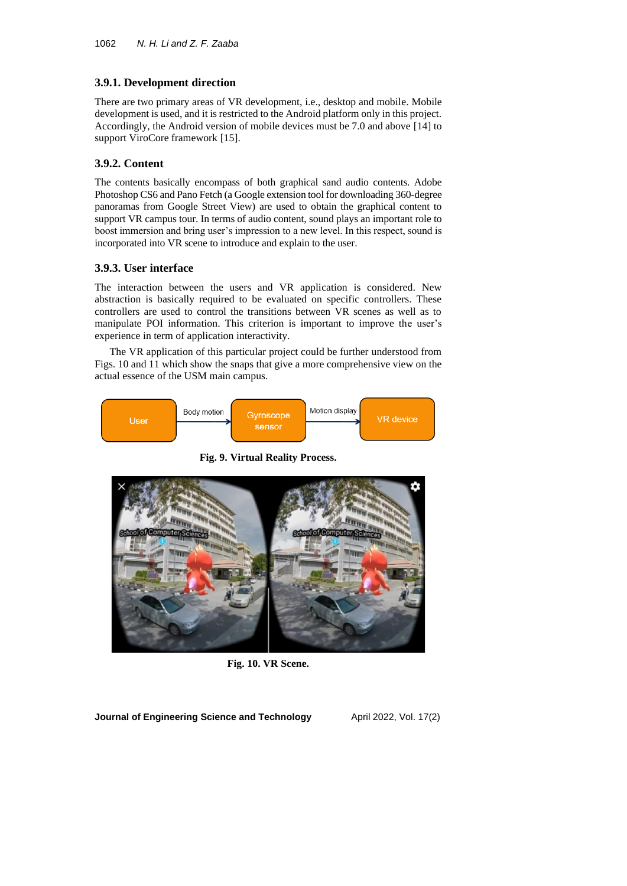### 3.9.1. Development direction

There are two primary areas of VR development, i.e., desktop and mobile. Mobile development is used, and it is restricted to the Android platform only in this project. Accordingly, the Android version of mobile devices must be 7.0 and above [14] to support ViroCore framework [15].

### 3.9.2. Content

The contents basically encompass of both graphical sand audio contents. Adobe Photoshop CS6 and Pano Fetch (a Google extension tool for downloading 360-degree panoramas from Google Street View) are used to obtain the graphical content to support VR campus tour. In terms of audio content, sound plays an important role to boost immersion and bring user's impression to a new level. In this respect, sound is incorporated into VR scene to introduce and explain to the user.

### 3.9.3. User interface

The interaction between the users and VR application is considered. New abstraction is basically required to be evaluated on specific controllers. These controllers are used to control the transitions between VR scenes as well as to manipulate POI information. This criterion is important to improve the user's experience in term of application interactivity.

The VR application of this particular project could be further understood from Figs. 10 and 11 which show the snaps that give a more comprehensive view on the actual essence of the USM main campus.

**Fig. 9. Virtual Reality Process.**

**Fig. 10. VR Scene.**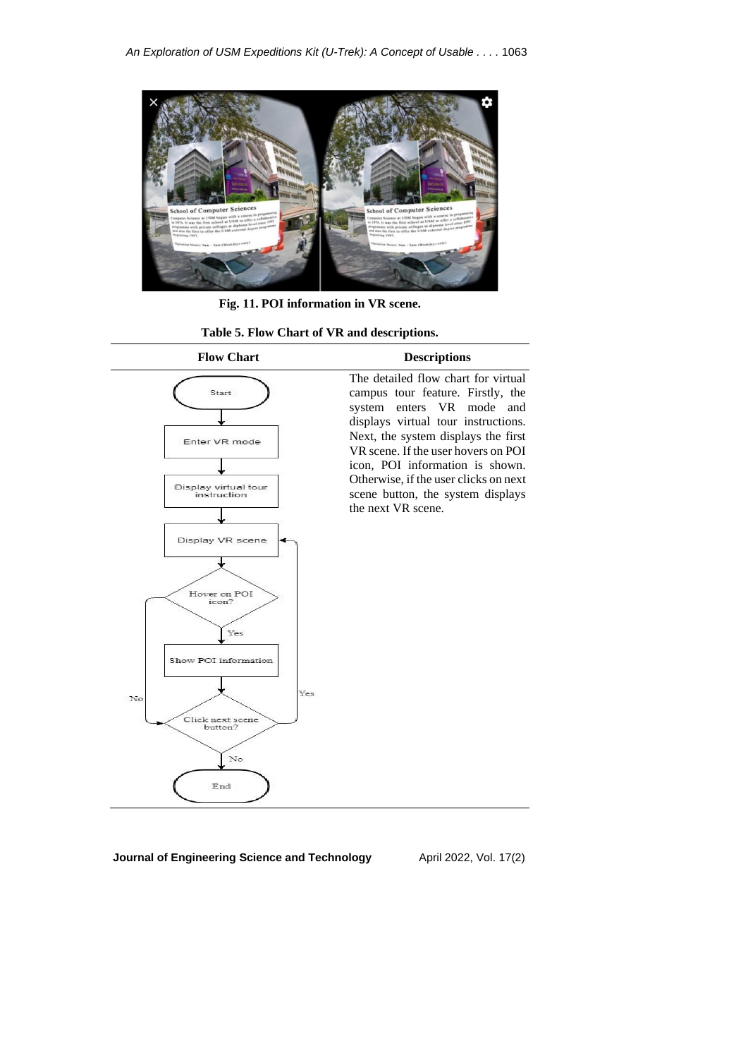Fig. 11. POI information in VR scene.

**Table 5. Flow Chart of VR and descriptions.**

| Flow Chart | Descriptions |
|---|---|
| Start → Enter VR mode → Display virtual tour instruction → Display VR scene → Hover on POI icon? (Yes → Show POI information; No →) → Click next scene button? (Yes → Display VR scene; No → End) | The detailed flow chart for virtual campus tour feature. Firstly, the system enters VR mode and displays virtual tour instructions. Next, the system displays the first VR scene. If the user hovers on POI icon, POI information is shown. Otherwise, if the user clicks on next scene button, the system displays the next VR scene. |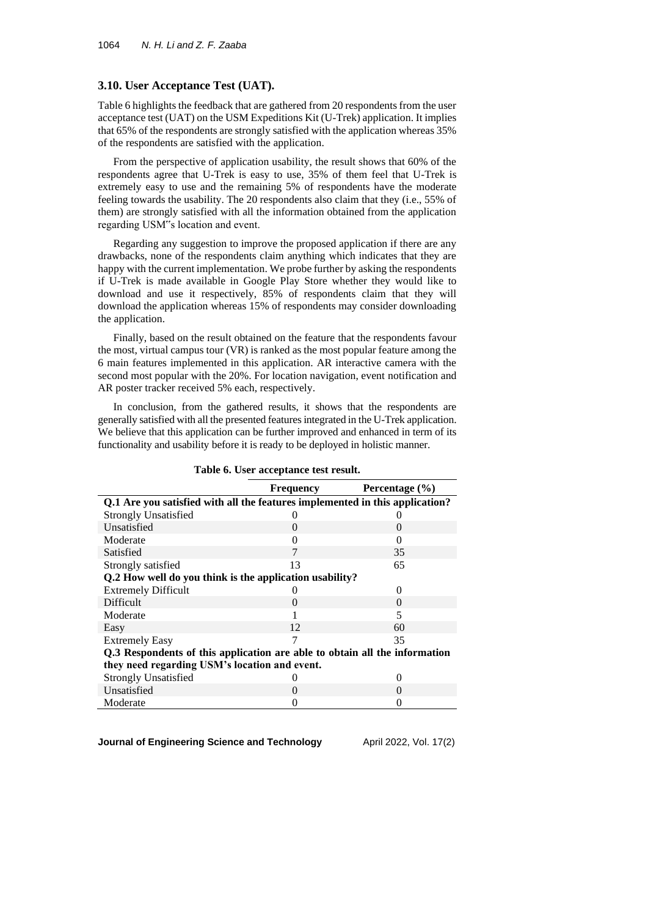### 3.10. User Acceptance Test (UAT).

Table 6 highlights the feedback that are gathered from 20 respondents from the user acceptance test (UAT) on the USM Expeditions Kit (U-Trek) application. It implies that 65% of the respondents are strongly satisfied with the application whereas 35% of the respondents are satisfied with the application.

From the perspective of application usability, the result shows that 60% of the respondents agree that U-Trek is easy to use, 35% of them feel that U-Trek is extremely easy to use and the remaining 5% of respondents have the moderate feeling towards the usability. The 20 respondents also claim that they (i.e., 55% of them) are strongly satisfied with all the information obtained from the application regarding USM"s location and event.

Regarding any suggestion to improve the proposed application if there are any drawbacks, none of the respondents claim anything which indicates that they are happy with the current implementation. We probe further by asking the respondents if U-Trek is made available in Google Play Store whether they would like to download and use it respectively, 85% of respondents claim that they will download the application whereas 15% of respondents may consider downloading the application.

Finally, based on the result obtained on the feature that the respondents favour the most, virtual campus tour (VR) is ranked as the most popular feature among the 6 main features implemented in this application. AR interactive camera with the second most popular with the 20%. For location navigation, event notification and AR poster tracker received 5% each, respectively.

In conclusion, from the gathered results, it shows that the respondents are generally satisfied with all the presented features integrated in the U-Trek application. We believe that this application can be further improved and enhanced in term of its functionality and usability before it is ready to be deployed in holistic manner.

**Table 6. User acceptance test result.**

| | Frequency | Percentage (%) |
|---|---|---|
| **Q.1 Are you satisfied with all the features implemented in this application?** | | |
| Strongly Unsatisfied | 0 | 0 |
| Unsatisfied | 0 | 0 |
| Moderate | 0 | 0 |
| Satisfied | 7 | 35 |
| Strongly satisfied | 13 | 65 |
| **Q.2 How well do you think is the application usability?** | | |
| Extremely Difficult | 0 | 0 |
| Difficult | 0 | 0 |
| Moderate | 1 | 5 |
| Easy | 12 | 60 |
| Extremely Easy | 7 | 35 |
| **Q.3 Respondents of this application are able to obtain all the information they need regarding USM's location and event.** | | |
| Strongly Unsatisfied | 0 | 0 |
| Unsatisfied | 0 | 0 |
| Moderate | 0 | 0 |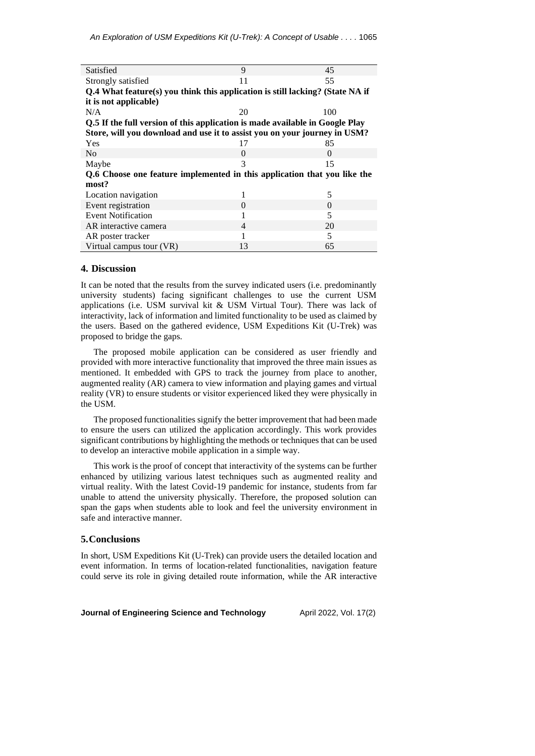| | | |
|---|---|---|
| Satisfied | 9 | 45 |
| Strongly satisfied | 11 | 55 |
| **Q.4 What feature(s) you think this application is still lacking? (State NA if it is not applicable)** | | |
| N/A | 20 | 100 |
| **Q.5 If the full version of this application is made available in Google Play Store, will you download and use it to assist you on your journey in USM?** | | |
| Yes | 17 | 85 |
| No | 0 | 0 |
| Maybe | 3 | 15 |
| **Q.6 Choose one feature implemented in this application that you like the most?** | | |
| Location navigation | 1 | 5 |
| Event registration | 0 | 0 |
| Event Notification | 1 | 5 |
| AR interactive camera | 4 | 20 |
| AR poster tracker | 1 | 5 |
| Virtual campus tour (VR) | 13 | 65 |

## 4. Discussion

It can be noted that the results from the survey indicated users (i.e. predominantly university students) facing significant challenges to use the current USM applications (i.e. USM survival kit & USM Virtual Tour). There was lack of interactivity, lack of information and limited functionality to be used as claimed by the users. Based on the gathered evidence, USM Expeditions Kit (U-Trek) was proposed to bridge the gaps.

The proposed mobile application can be considered as user friendly and provided with more interactive functionality that improved the three main issues as mentioned. It embedded with GPS to track the journey from place to another, augmented reality (AR) camera to view information and playing games and virtual reality (VR) to ensure students or visitor experienced liked they were physically in the USM.

The proposed functionalities signify the better improvement that had been made to ensure the users can utilized the application accordingly. This work provides significant contributions by highlighting the methods or techniques that can be used to develop an interactive mobile application in a simple way.

This work is the proof of concept that interactivity of the systems can be further enhanced by utilizing various latest techniques such as augmented reality and virtual reality. With the latest Covid-19 pandemic for instance, students from far unable to attend the university physically. Therefore, the proposed solution can span the gaps when students able to look and feel the university environment in safe and interactive manner.

## 5. Conclusions

In short, USM Expeditions Kit (U-Trek) can provide users the detailed location and event information. In terms of location-related functionalities, navigation feature could serve its role in giving detailed route information, while the AR interactive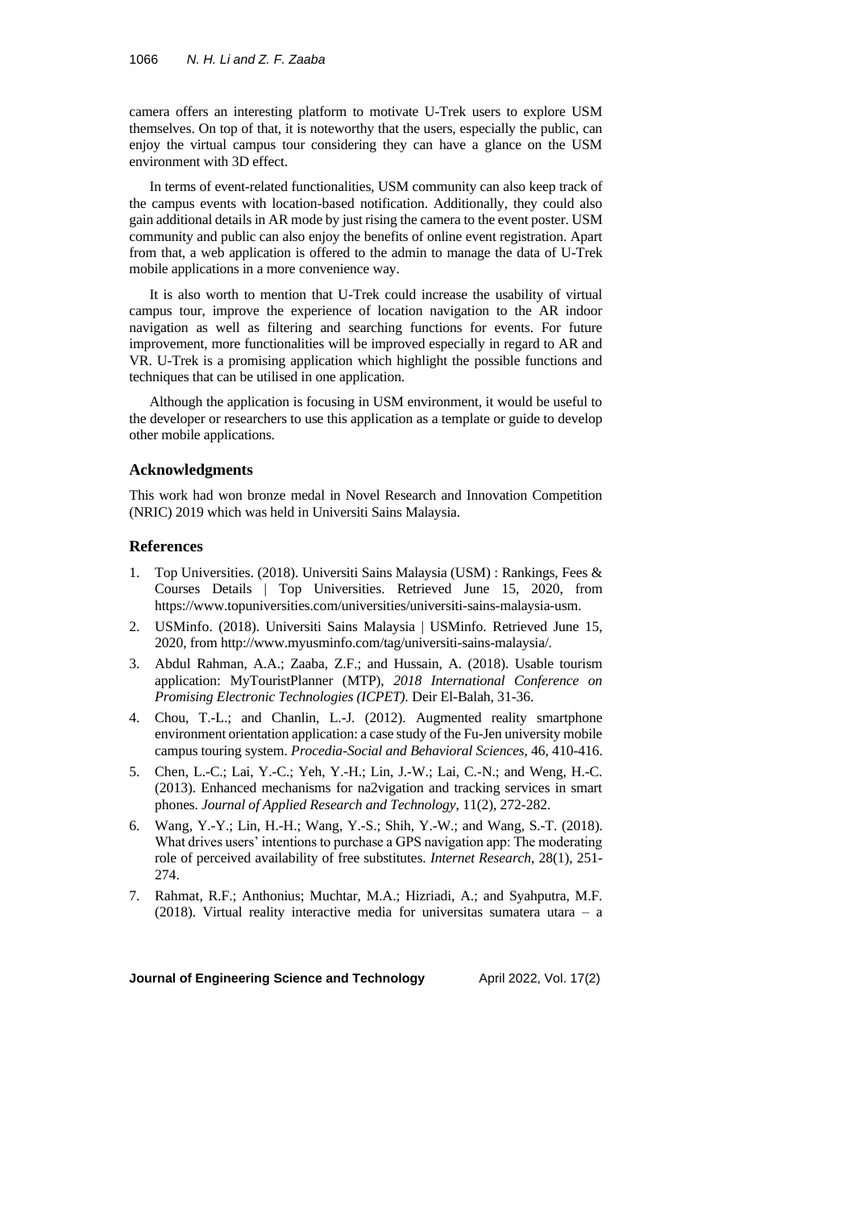camera offers an interesting platform to motivate U-Trek users to explore USM themselves. On top of that, it is noteworthy that the users, especially the public, can enjoy the virtual campus tour considering they can have a glance on the USM environment with 3D effect.

In terms of event-related functionalities, USM community can also keep track of the campus events with location-based notification. Additionally, they could also gain additional details in AR mode by just rising the camera to the event poster. USM community and public can also enjoy the benefits of online event registration. Apart from that, a web application is offered to the admin to manage the data of U-Trek mobile applications in a more convenience way.

It is also worth to mention that U-Trek could increase the usability of virtual campus tour, improve the experience of location navigation to the AR indoor navigation as well as filtering and searching functions for events. For future improvement, more functionalities will be improved especially in regard to AR and VR. U-Trek is a promising application which highlight the possible functions and techniques that can be utilised in one application.

Although the application is focusing in USM environment, it would be useful to the developer or researchers to use this application as a template or guide to develop other mobile applications.

## Acknowledgments

This work had won bronze medal in Novel Research and Innovation Competition (NRIC) 2019 which was held in Universiti Sains Malaysia.

## References

1. Top Universities. (2018). Universiti Sains Malaysia (USM) : Rankings, Fees & Courses Details | Top Universities. Retrieved June 15, 2020, from https://www.topuniversities.com/universities/universiti-sains-malaysia-usm.
2. USMinfo. (2018). Universiti Sains Malaysia | USMinfo. Retrieved June 15, 2020, from http://www.myusminfo.com/tag/universiti-sains-malaysia/.
3. Abdul Rahman, A.A.; Zaaba, Z.F.; and Hussain, A. (2018). Usable tourism application: MyTouristPlanner (MTP), *2018 International Conference on Promising Electronic Technologies (ICPET)*. Deir El-Balah, 31-36.
4. Chou, T.-L.; and Chanlin, L.-J. (2012). Augmented reality smartphone environment orientation application: a case study of the Fu-Jen university mobile campus touring system. *Procedia-Social and Behavioral Sciences*, 46, 410-416.
5. Chen, L.-C.; Lai, Y.-C.; Yeh, Y.-H.; Lin, J.-W.; Lai, C.-N.; and Weng, H.-C. (2013). Enhanced mechanisms for na2vigation and tracking services in smart phones. *Journal of Applied Research and Technology*, 11(2), 272-282.
6. Wang, Y.-Y.; Lin, H.-H.; Wang, Y.-S.; Shih, Y.-W.; and Wang, S.-T. (2018). What drives users' intentions to purchase a GPS navigation app: The moderating role of perceived availability of free substitutes. *Internet Research*, 28(1), 251-274.
7. Rahmat, R.F.; Anthonius; Muchtar, M.A.; Hizriadi, A.; and Syahputra, M.F. (2018). Virtual reality interactive media for universitas sumatera utara – a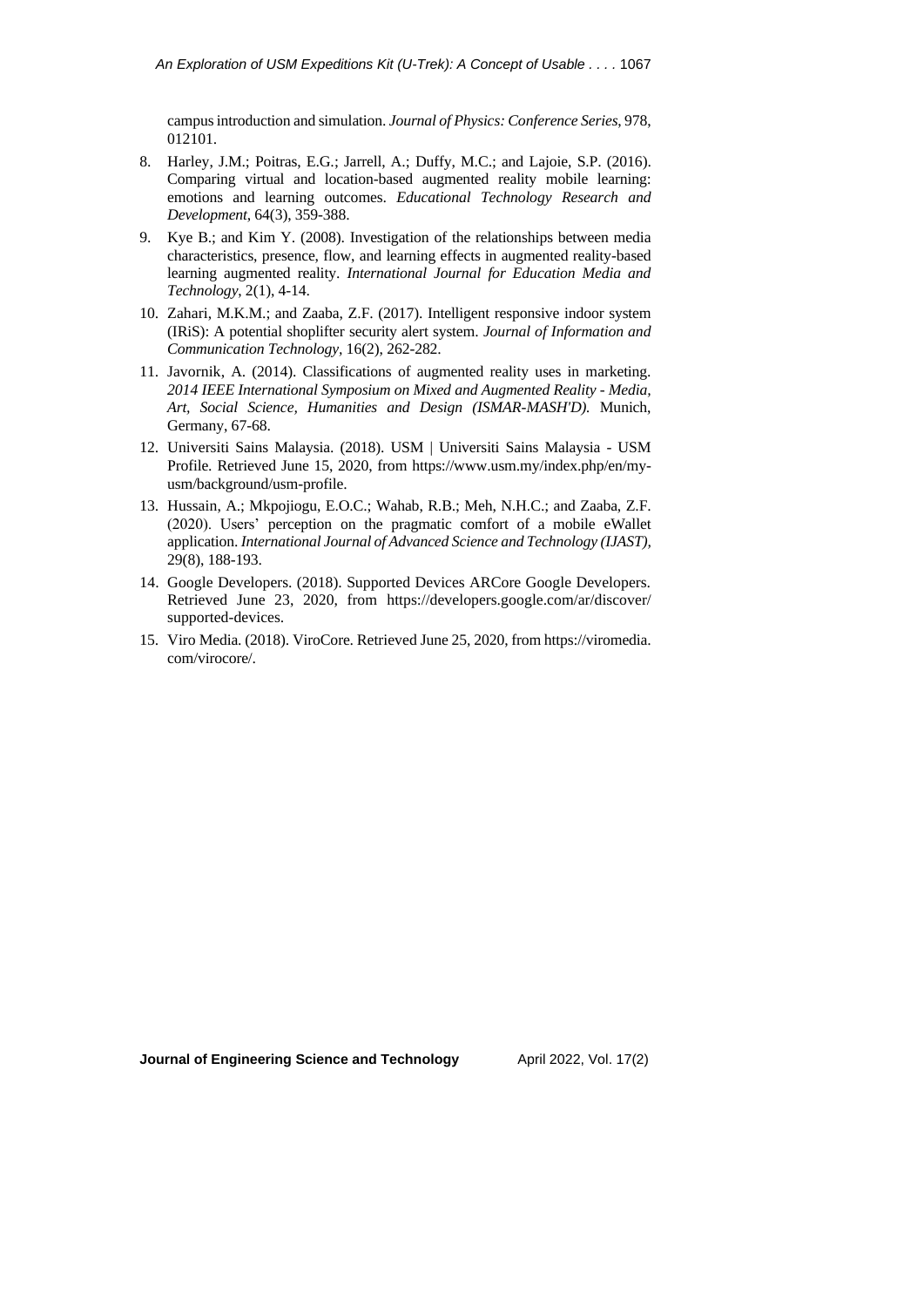campus introduction and simulation. *Journal of Physics: Conference Series*, 978, 012101.

8. Harley, J.M.; Poitras, E.G.; Jarrell, A.; Duffy, M.C.; and Lajoie, S.P. (2016). Comparing virtual and location-based augmented reality mobile learning: emotions and learning outcomes. *Educational Technology Research and Development*, 64(3), 359-388.
9. Kye B.; and Kim Y. (2008). Investigation of the relationships between media characteristics, presence, flow, and learning effects in augmented reality-based learning augmented reality. *International Journal for Education Media and Technology*, 2(1), 4-14.
10. Zahari, M.K.M.; and Zaaba, Z.F. (2017). Intelligent responsive indoor system (IRiS): A potential shoplifter security alert system. *Journal of Information and Communication Technology*, 16(2), 262-282.
11. Javornik, A. (2014). Classifications of augmented reality uses in marketing. *2014 IEEE International Symposium on Mixed and Augmented Reality - Media, Art, Social Science, Humanities and Design (ISMAR-MASH'D).* Munich, Germany, 67-68.
12. Universiti Sains Malaysia. (2018). USM | Universiti Sains Malaysia - USM Profile. Retrieved June 15, 2020, from https://www.usm.my/index.php/en/my-usm/background/usm-profile.
13. Hussain, A.; Mkpojiogu, E.O.C.; Wahab, R.B.; Meh, N.H.C.; and Zaaba, Z.F. (2020). Users' perception on the pragmatic comfort of a mobile eWallet application. *International Journal of Advanced Science and Technology (IJAST)*, 29(8), 188-193.
14. Google Developers. (2018). Supported Devices ARCore Google Developers. Retrieved June 23, 2020, from https://developers.google.com/ar/discover/supported-devices.
15. Viro Media. (2018). ViroCore. Retrieved June 25, 2020, from https://viromedia.com/virocore/.